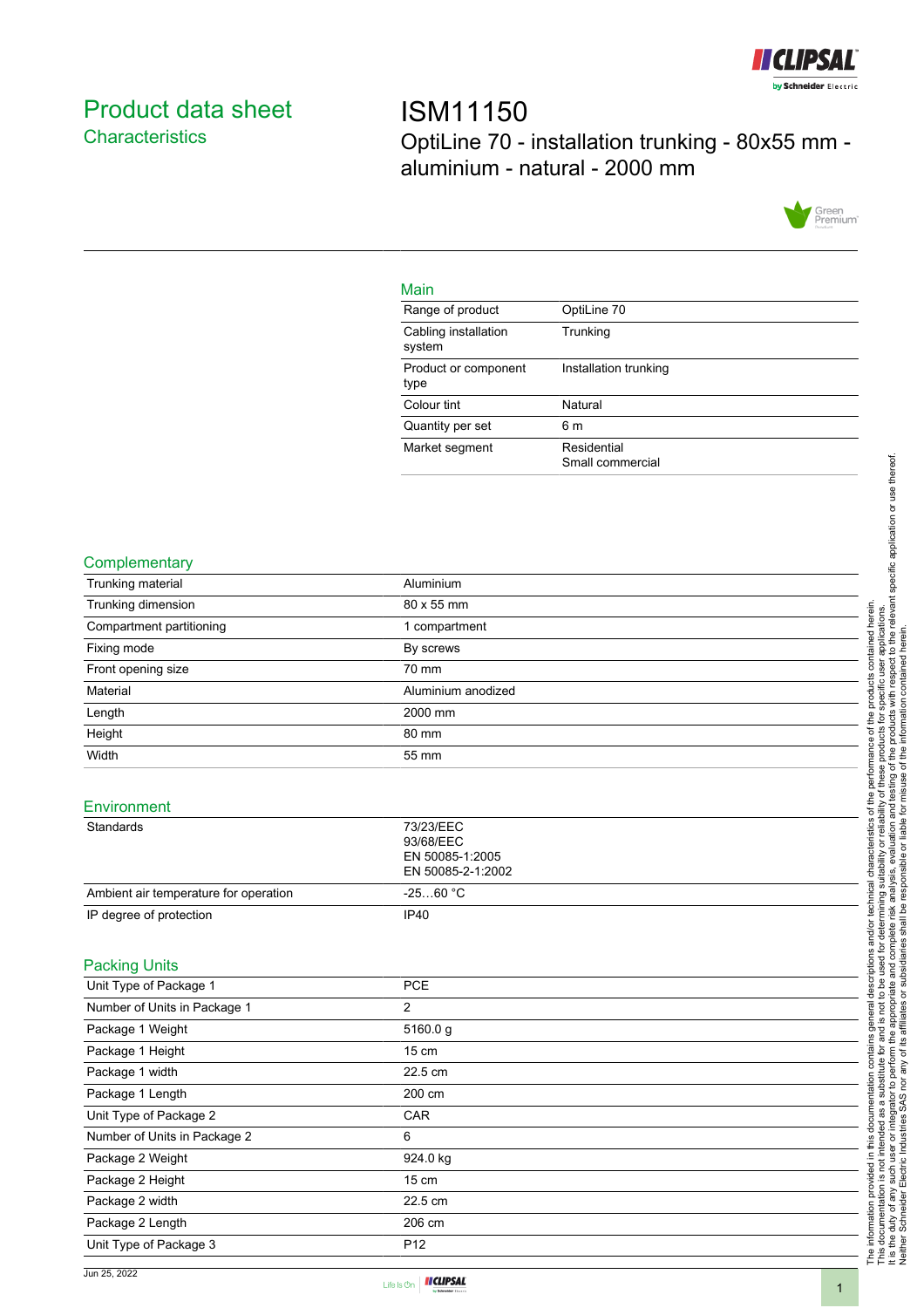# Product data sheet

## Characteristics

# ISM11150

OptiLine 70 - installation trunking - 80x55 mm - aluminium - natural - 2000 mm

### Main

| | |
|---|---|
| Range of product | OptiLine 70 |
| Cabling installation system | Trunking |
| Product or component type | Installation trunking |
| Colour tint | Natural |
| Quantity per set | 6 m |
| Market segment | Residential<br>Small commercial |

### Complementary

| | |
|---|---|
| Trunking material | Aluminium |
| Trunking dimension | 80 x 55 mm |
| Compartment partitioning | 1 compartment |
| Fixing mode | By screws |
| Front opening size | 70 mm |
| Material | Aluminium anodized |
| Length | 2000 mm |
| Height | 80 mm |
| Width | 55 mm |

### Environment

| | |
|---|---|
| Standards | 73/23/EEC<br>93/68/EEC<br>EN 50085-1:2005<br>EN 50085-2-1:2002 |
| Ambient air temperature for operation | -25…60 °C |
| IP degree of protection | IP40 |

### Packing Units

| | |
|---|---|
| Unit Type of Package 1 | PCE |
| Number of Units in Package 1 | 2 |
| Package 1 Weight | 5160.0 g |
| Package 1 Height | 15 cm |
| Package 1 width | 22.5 cm |
| Package 1 Length | 200 cm |
| Unit Type of Package 2 | CAR |
| Number of Units in Package 2 | 6 |
| Package 2 Weight | 924.0 kg |
| Package 2 Height | 15 cm |
| Package 2 width | 22.5 cm |
| Package 2 Length | 206 cm |
| Unit Type of Package 3 | P12 |

The information provided in this documentation contains general descriptions and/or technical characteristics of the performance of the products contained herein. This documentation is not intended as a substitute for and is not to be used for determining suitability or reliability of these products for specific user applications. It is the duty of any such user or integrator to perform the appropriate and complete risk analysis, evaluation and testing of the products with respect to the relevant specific application or use thereof. Neither Schneider Electric Industries SAS nor any of its affiliates or subsidiaries shall be responsible or liable for misuse of the information contained herein.

Jun 25, 2022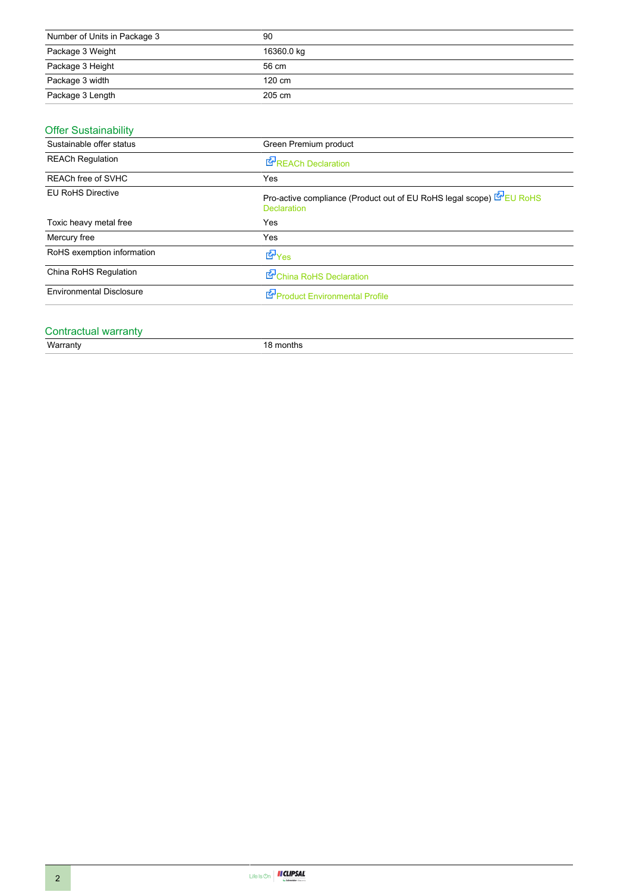| | |
|---|---|
| Number of Units in Package 3 | 90 |
| Package 3 Weight | 16360.0 kg |
| Package 3 Height | 56 cm |
| Package 3 width | 120 cm |
| Package 3 Length | 205 cm |

## Offer Sustainability

| | |
|---|---|
| Sustainable offer status | Green Premium product |
| REACh Regulation | REACh Declaration |
| REACh free of SVHC | Yes |
| EU RoHS Directive | Pro-active compliance (Product out of EU RoHS legal scope) EU RoHS Declaration |
| Toxic heavy metal free | Yes |
| Mercury free | Yes |
| RoHS exemption information | Yes |
| China RoHS Regulation | China RoHS Declaration |
| Environmental Disclosure | Product Environmental Profile |

## Contractual warranty

| | |
|---|---|
| Warranty | 18 months |